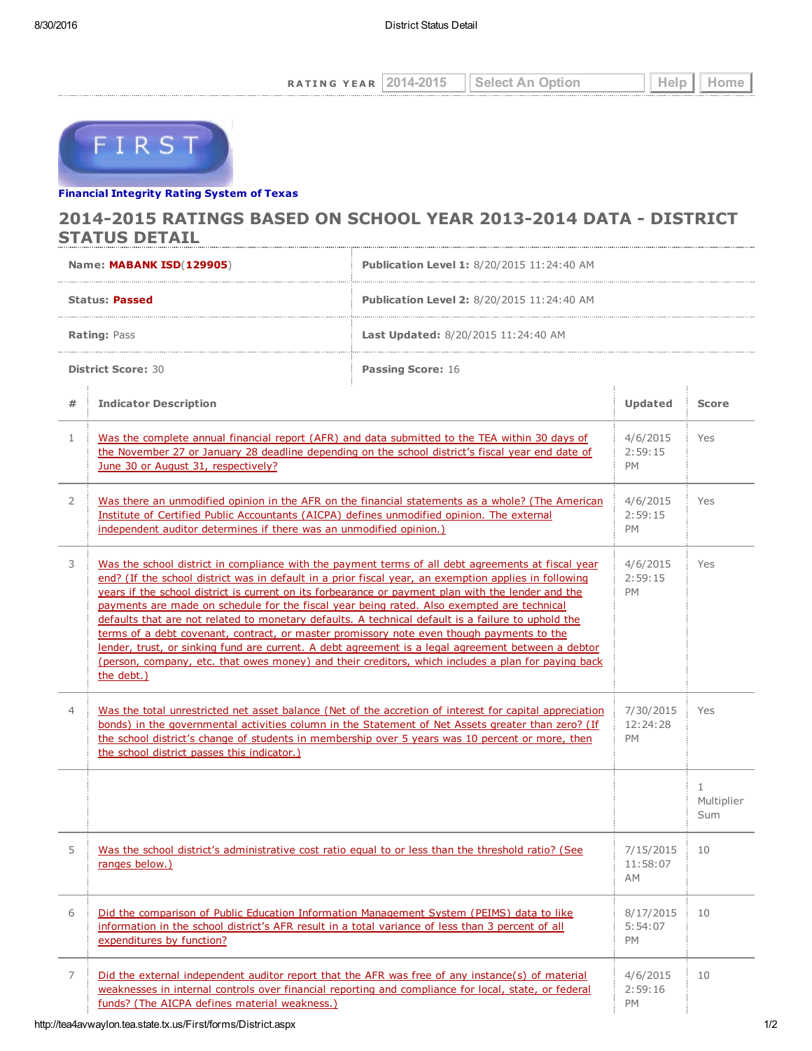RATING YEAR 2014-2015 Select An Option Help Home

FIRST

**Financial Integrity Rating System of Texas**

# 2014-2015 RATINGS BASED ON SCHOOL YEAR 2013-2014 DATA - DISTRICT STATUS DETAIL

| | |
|---|---|
| **Name:** **MABANK ISD**(**129905**) | **Publication Level 1:** 8/20/2015 11:24:40 AM |
| **Status:** **Passed** | **Publication Level 2:** 8/20/2015 11:24:40 AM |
| **Rating:** Pass | **Last Updated:** 8/20/2015 11:24:40 AM |
| **District Score:** 30 | **Passing Score:** 16 |

| # | Indicator Description | Updated | Score |
|---|---|---|---|
| 1 | Was the complete annual financial report (AFR) and data submitted to the TEA within 30 days of the November 27 or January 28 deadline depending on the school district's fiscal year end date of June 30 or August 31, respectively? | 4/6/2015 2:59:15 PM | Yes |
| 2 | Was there an unmodified opinion in the AFR on the financial statements as a whole? (The American Institute of Certified Public Accountants (AICPA) defines unmodified opinion. The external independent auditor determines if there was an unmodified opinion.) | 4/6/2015 2:59:15 PM | Yes |
| 3 | Was the school district in compliance with the payment terms of all debt agreements at fiscal year end? (If the school district was in default in a prior fiscal year, an exemption applies in following years if the school district is current on its forbearance or payment plan with the lender and the payments are made on schedule for the fiscal year being rated. Also exempted are technical defaults that are not related to monetary defaults. A technical default is a failure to uphold the terms of a debt covenant, contract, or master promissory note even though payments to the lender, trust, or sinking fund are current. A debt agreement is a legal agreement between a debtor (person, company, etc. that owes money) and their creditors, which includes a plan for paying back the debt.) | 4/6/2015 2:59:15 PM | Yes |
| 4 | Was the total unrestricted net asset balance (Net of the accretion of interest for capital appreciation bonds) in the governmental activities column in the Statement of Net Assets greater than zero? (If the school district's change of students in membership over 5 years was 10 percent or more, then the school district passes this indicator.) | 7/30/2015 12:24:28 PM | Yes |
| | | | 1 Multiplier Sum |
| 5 | Was the school district's administrative cost ratio equal to or less than the threshold ratio? (See ranges below.) | 7/15/2015 11:58:07 AM | 10 |
| 6 | Did the comparison of Public Education Information Management System (PEIMS) data to like information in the school district's AFR result in a total variance of less than 3 percent of all expenditures by function? | 8/17/2015 5:54:07 PM | 10 |
| 7 | Did the external independent auditor report that the AFR was free of any instance(s) of material weaknesses in internal controls over financial reporting and compliance for local, state, or federal funds? (The AICPA defines material weakness.) | 4/6/2015 2:59:16 PM | 10 |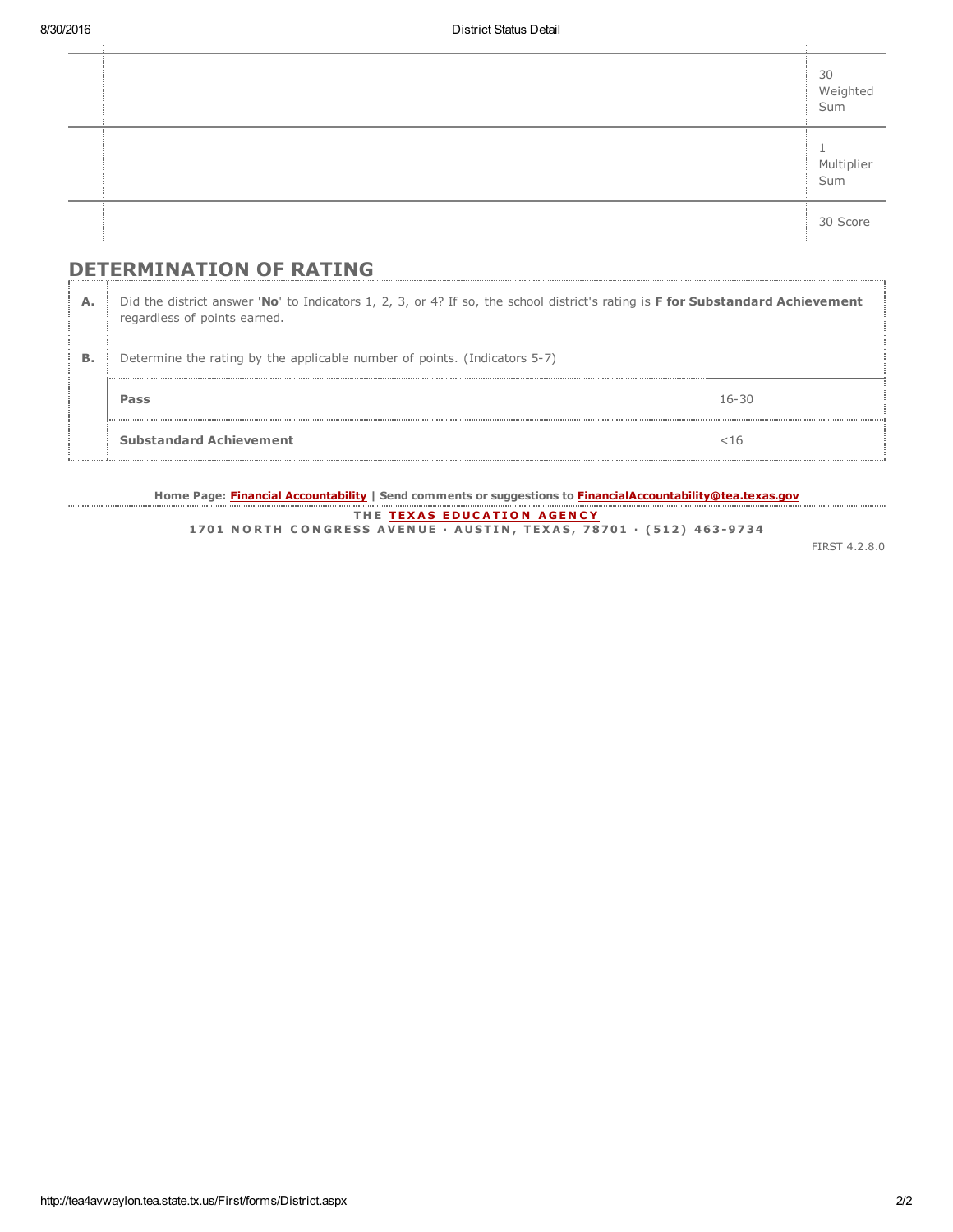| | | | |
|---|---|---|---|
| | | | 30 Weighted Sum |
| | | | 1 Multiplier Sum |
| | | | 30 Score |

## DETERMINATION OF RATING

| | | |
|---|---|---|
| **A.** | Did the district answer '**No**' to Indicators 1, 2, 3, or 4? If so, the school district's rating is **F for Substandard Achievement** regardless of points earned. | |
| **B.** | Determine the rating by the applicable number of points. (Indicators 5-7) | |
| | **Pass** | 16-30 |
| | **Substandard Achievement** | <16 |

**Home Page: Financial Accountability | Send comments or suggestions to FinancialAccountability@tea.texas.gov**

THE TEXAS EDUCATION AGENCY

1701 NORTH CONGRESS AVENUE · AUSTIN, TEXAS, 78701 · (512) 463-9734

FIRST 4.2.8.0